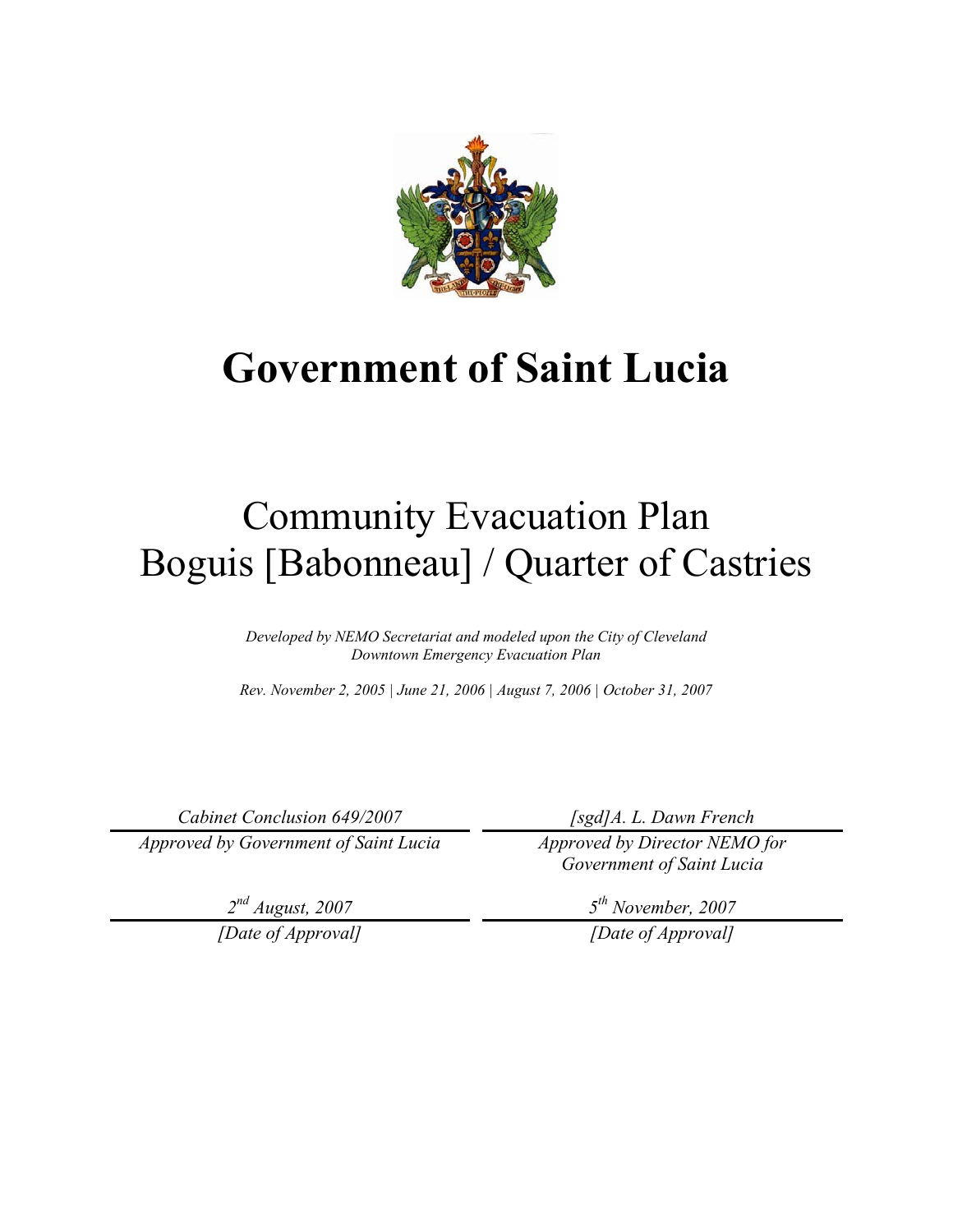# Government of Saint Lucia

## Community Evacuation Plan
## Boguis [Babonneau] / Quarter of Castries

*Developed by NEMO Secretariat and modeled upon the City of Cleveland Downtown Emergency Evacuation Plan*

*Rev. November 2, 2005 | June 21, 2006 | August 7, 2006 | October 31, 2007*

| | |
|---|---|
| *Cabinet Conclusion 649/2007* | *[sgd]A. L. Dawn French* |
| *Approved by Government of Saint Lucia* | *Approved by Director NEMO for Government of Saint Lucia* |
| *2nd August, 2007* | *5th November, 2007* |
| *[Date of Approval]* | *[Date of Approval]* |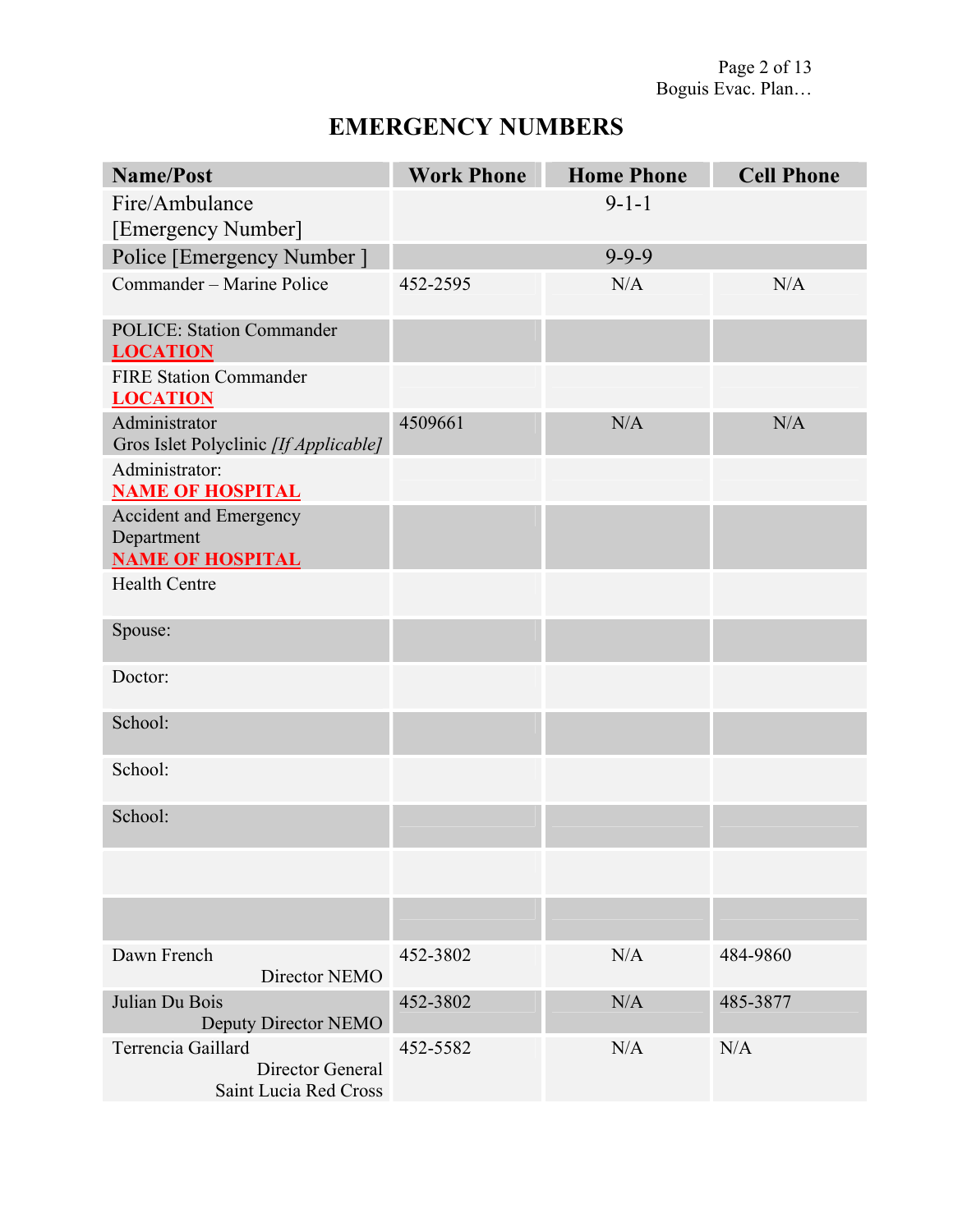# EMERGENCY NUMBERS

| Name/Post | Work Phone | Home Phone | Cell Phone |
|---|---|---|---|
| Fire/Ambulance [Emergency Number] | | 9-1-1 | |
| Police [Emergency Number ] | | 9-9-9 | |
| Commander – Marine Police | 452-2595 | N/A | N/A |
| POLICE: Station Commander **LOCATION** | | | |
| FIRE Station Commander **LOCATION** | | | |
| Administrator Gros Islet Polyclinic *[If Applicable]* | 4509661 | N/A | N/A |
| Administrator: **NAME OF HOSPITAL** | | | |
| Accident and Emergency Department **NAME OF HOSPITAL** | | | |
| Health Centre | | | |
| Spouse: | | | |
| Doctor: | | | |
| School: | | | |
| School: | | | |
| School: | | | |
| | | | |
| | | | |
| Dawn French Director NEMO | 452-3802 | N/A | 484-9860 |
| Julian Du Bois Deputy Director NEMO | 452-3802 | N/A | 485-3877 |
| Terrencia Gaillard Director General Saint Lucia Red Cross | 452-5582 | N/A | N/A |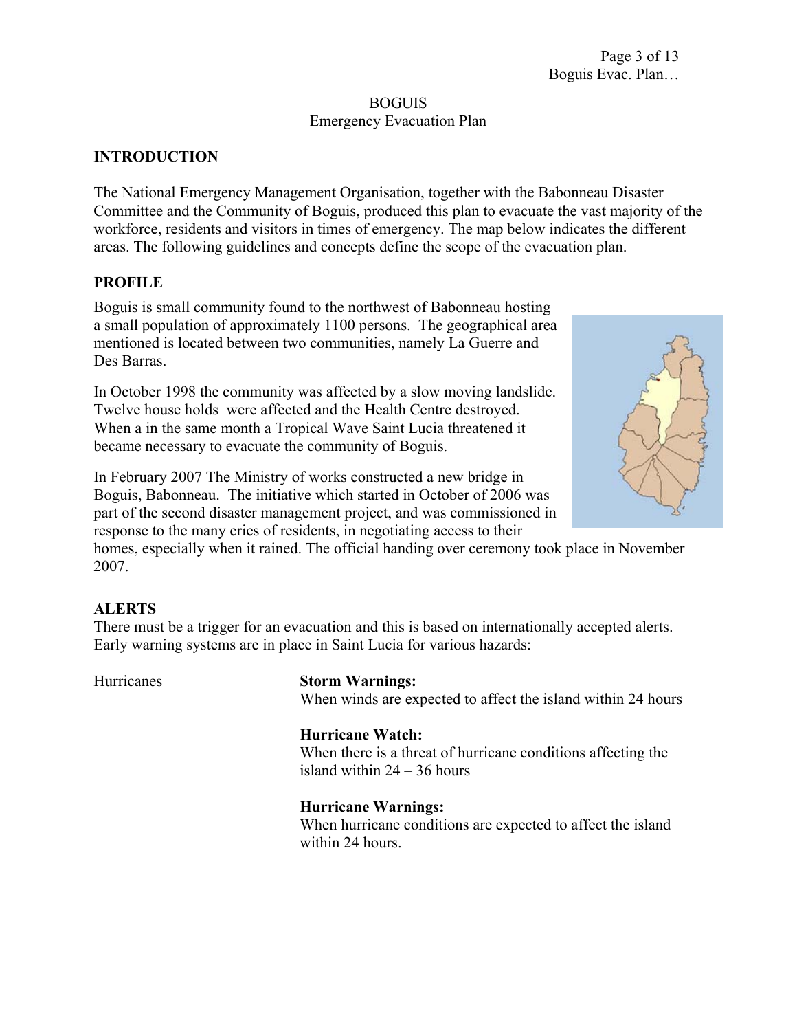BOGUIS
Emergency Evacuation Plan

## INTRODUCTION

The National Emergency Management Organisation, together with the Babonneau Disaster Committee and the Community of Boguis, produced this plan to evacuate the vast majority of the workforce, residents and visitors in times of emergency. The map below indicates the different areas. The following guidelines and concepts define the scope of the evacuation plan.

## PROFILE

Boguis is small community found to the northwest of Babonneau hosting a small population of approximately 1100 persons. The geographical area mentioned is located between two communities, namely La Guerre and Des Barras.

In October 1998 the community was affected by a slow moving landslide. Twelve house holds were affected and the Health Centre destroyed. When a in the same month a Tropical Wave Saint Lucia threatened it became necessary to evacuate the community of Boguis.

In February 2007 The Ministry of works constructed a new bridge in Boguis, Babonneau. The initiative which started in October of 2006 was part of the second disaster management project, and was commissioned in response to the many cries of residents, in negotiating access to their homes, especially when it rained. The official handing over ceremony took place in November 2007.

## ALERTS

There must be a trigger for an evacuation and this is based on internationally accepted alerts. Early warning systems are in place in Saint Lucia for various hazards:

Hurricanes

**Storm Warnings:**
When winds are expected to affect the island within 24 hours

**Hurricane Watch:**
When there is a threat of hurricane conditions affecting the island within 24 – 36 hours

**Hurricane Warnings:**
When hurricane conditions are expected to affect the island within 24 hours.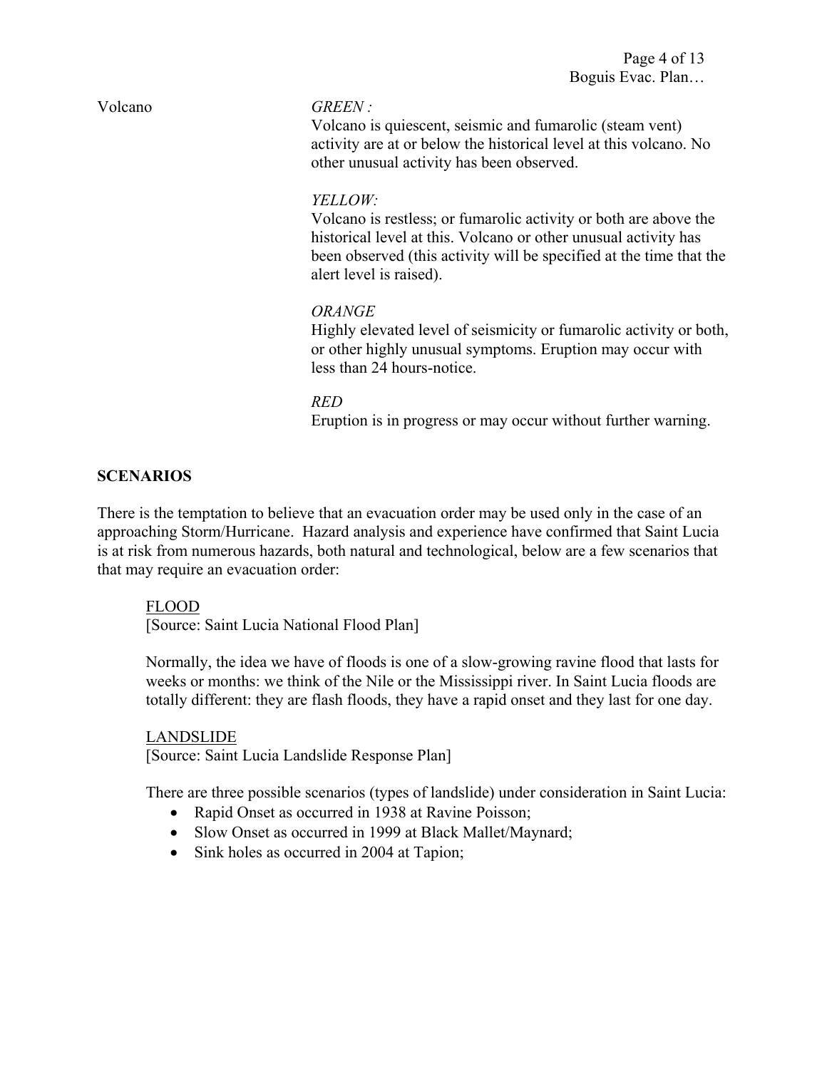Volcano

*GREEN :*
Volcano is quiescent, seismic and fumarolic (steam vent) activity are at or below the historical level at this volcano. No other unusual activity has been observed.

*YELLOW:*
Volcano is restless; or fumarolic activity or both are above the historical level at this. Volcano or other unusual activity has been observed (this activity will be specified at the time that the alert level is raised).

*ORANGE*
Highly elevated level of seismicity or fumarolic activity or both, or other highly unusual symptoms. Eruption may occur with less than 24 hours-notice.

*RED*
Eruption is in progress or may occur without further warning.

**SCENARIOS**

There is the temptation to believe that an evacuation order may be used only in the case of an approaching Storm/Hurricane. Hazard analysis and experience have confirmed that Saint Lucia is at risk from numerous hazards, both natural and technological, below are a few scenarios that that may require an evacuation order:

<u>FLOOD</u>
[Source: Saint Lucia National Flood Plan]

Normally, the idea we have of floods is one of a slow-growing ravine flood that lasts for weeks or months: we think of the Nile or the Mississippi river. In Saint Lucia floods are totally different: they are flash floods, they have a rapid onset and they last for one day.

<u>LANDSLIDE</u>
[Source: Saint Lucia Landslide Response Plan]

There are three possible scenarios (types of landslide) under consideration in Saint Lucia:

- Rapid Onset as occurred in 1938 at Ravine Poisson;
- Slow Onset as occurred in 1999 at Black Mallet/Maynard;
- Sink holes as occurred in 2004 at Tapion;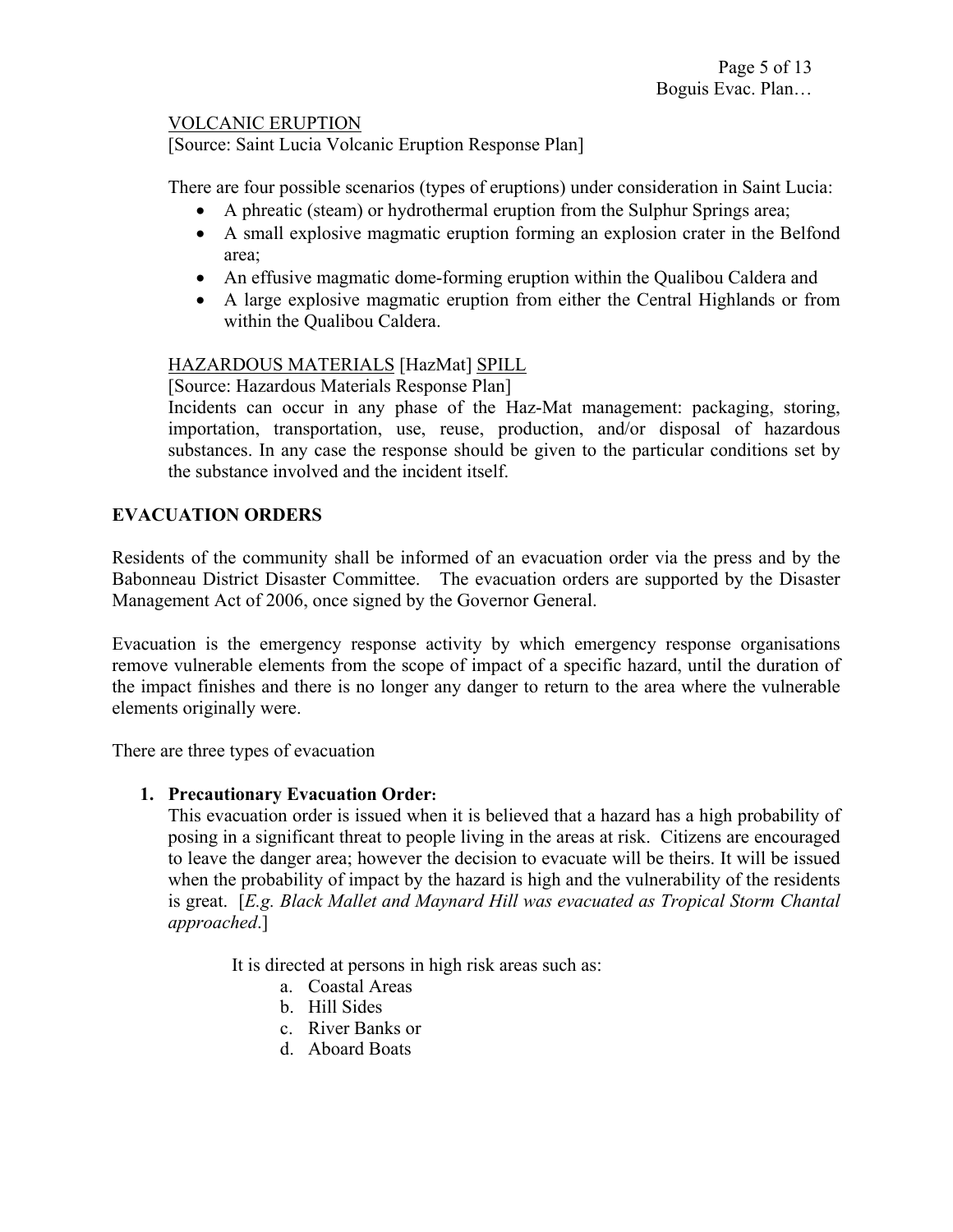<u>VOLCANIC ERUPTION</u>
[Source: Saint Lucia Volcanic Eruption Response Plan]

There are four possible scenarios (types of eruptions) under consideration in Saint Lucia:

- A phreatic (steam) or hydrothermal eruption from the Sulphur Springs area;
- A small explosive magmatic eruption forming an explosion crater in the Belfond area;
- An effusive magmatic dome-forming eruption within the Qualibou Caldera and
- A large explosive magmatic eruption from either the Central Highlands or from within the Qualibou Caldera.

<u>HAZARDOUS MATERIALS</u> [HazMat] <u>SPILL</u>
[Source: Hazardous Materials Response Plan]
Incidents can occur in any phase of the Haz-Mat management: packaging, storing, importation, transportation, use, reuse, production, and/or disposal of hazardous substances. In any case the response should be given to the particular conditions set by the substance involved and the incident itself.

## EVACUATION ORDERS

Residents of the community shall be informed of an evacuation order via the press and by the Babonneau District Disaster Committee. The evacuation orders are supported by the Disaster Management Act of 2006, once signed by the Governor General.

Evacuation is the emergency response activity by which emergency response organisations remove vulnerable elements from the scope of impact of a specific hazard, until the duration of the impact finishes and there is no longer any danger to return to the area where the vulnerable elements originally were.

There are three types of evacuation

1. **Precautionary Evacuation Order:**
   This evacuation order is issued when it is believed that a hazard has a high probability of posing in a significant threat to people living in the areas at risk. Citizens are encouraged to leave the danger area; however the decision to evacuate will be theirs. It will be issued when the probability of impact by the hazard is high and the vulnerability of the residents is great. [*E.g. Black Mallet and Maynard Hill was evacuated as Tropical Storm Chantal approached*.]

   It is directed at persons in high risk areas such as:
   a. Coastal Areas
   b. Hill Sides
   c. River Banks or
   d. Aboard Boats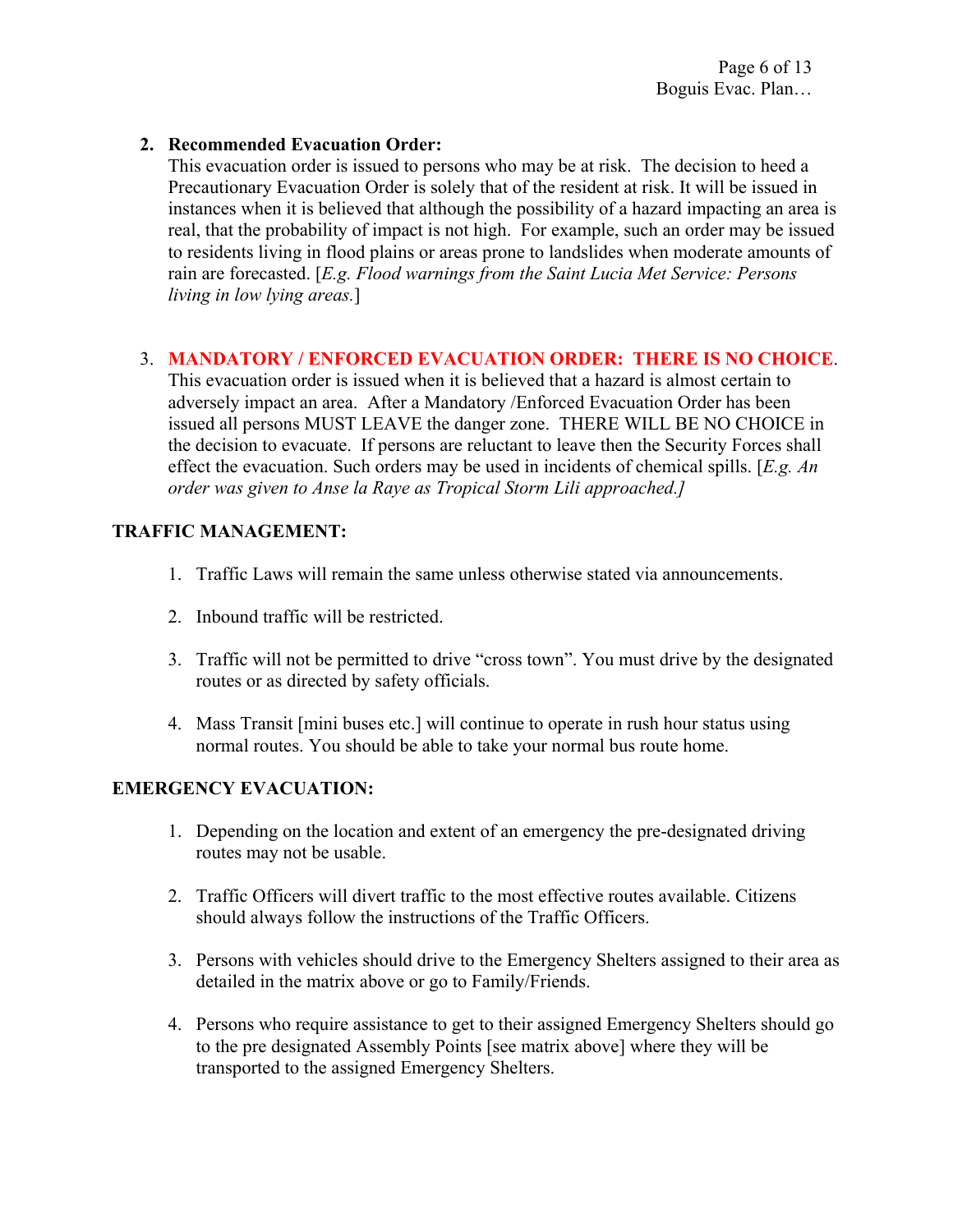2. **Recommended Evacuation Order:**
   This evacuation order is issued to persons who may be at risk. The decision to heed a Precautionary Evacuation Order is solely that of the resident at risk. It will be issued in instances when it is believed that although the possibility of a hazard impacting an area is real, that the probability of impact is not high. For example, such an order may be issued to residents living in flood plains or areas prone to landslides when moderate amounts of rain are forecasted. [*E.g. Flood warnings from the Saint Lucia Met Service: Persons living in low lying areas.*]

3. **MANDATORY / ENFORCED EVACUATION ORDER: THERE IS NO CHOICE**.
   This evacuation order is issued when it is believed that a hazard is almost certain to adversely impact an area. After a Mandatory /Enforced Evacuation Order has been issued all persons MUST LEAVE the danger zone. THERE WILL BE NO CHOICE in the decision to evacuate. If persons are reluctant to leave then the Security Forces shall effect the evacuation. Such orders may be used in incidents of chemical spills. [*E.g. An order was given to Anse la Raye as Tropical Storm Lili approached.]*

**TRAFFIC MANAGEMENT:**

1. Traffic Laws will remain the same unless otherwise stated via announcements.
2. Inbound traffic will be restricted.
3. Traffic will not be permitted to drive "cross town". You must drive by the designated routes or as directed by safety officials.
4. Mass Transit [mini buses etc.] will continue to operate in rush hour status using normal routes. You should be able to take your normal bus route home.

**EMERGENCY EVACUATION:**

1. Depending on the location and extent of an emergency the pre-designated driving routes may not be usable.
2. Traffic Officers will divert traffic to the most effective routes available. Citizens should always follow the instructions of the Traffic Officers.
3. Persons with vehicles should drive to the Emergency Shelters assigned to their area as detailed in the matrix above or go to Family/Friends.
4. Persons who require assistance to get to their assigned Emergency Shelters should go to the pre designated Assembly Points [see matrix above] where they will be transported to the assigned Emergency Shelters.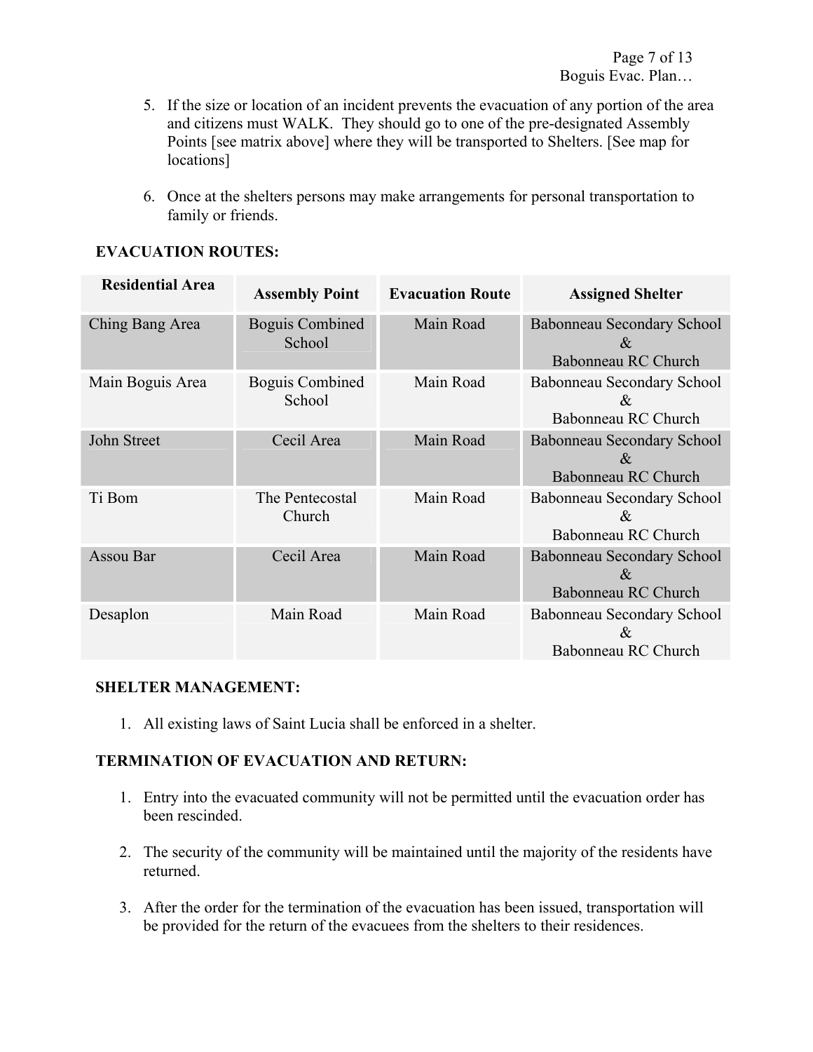5. If the size or location of an incident prevents the evacuation of any portion of the area and citizens must WALK. They should go to one of the pre-designated Assembly Points [see matrix above] where they will be transported to Shelters. [See map for locations]

6. Once at the shelters persons may make arrangements for personal transportation to family or friends.

**EVACUATION ROUTES:**

| Residential Area | Assembly Point | Evacuation Route | Assigned Shelter |
|---|---|---|---|
| Ching Bang Area | Boguis Combined School | Main Road | Babonneau Secondary School & Babonneau RC Church |
| Main Boguis Area | Boguis Combined School | Main Road | Babonneau Secondary School & Babonneau RC Church |
| John Street | Cecil Area | Main Road | Babonneau Secondary School & Babonneau RC Church |
| Ti Bom | The Pentecostal Church | Main Road | Babonneau Secondary School & Babonneau RC Church |
| Assou Bar | Cecil Area | Main Road | Babonneau Secondary School & Babonneau RC Church |
| Desaplon | Main Road | Main Road | Babonneau Secondary School & Babonneau RC Church |

**SHELTER MANAGEMENT:**

1. All existing laws of Saint Lucia shall be enforced in a shelter.

**TERMINATION OF EVACUATION AND RETURN:**

1. Entry into the evacuated community will not be permitted until the evacuation order has been rescinded.

2. The security of the community will be maintained until the majority of the residents have returned.

3. After the order for the termination of the evacuation has been issued, transportation will be provided for the return of the evacuees from the shelters to their residences.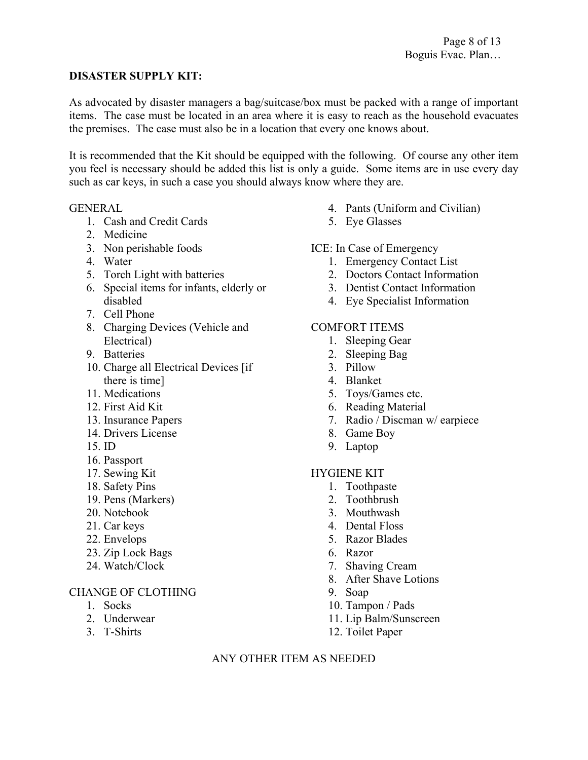**DISASTER SUPPLY KIT:**

As advocated by disaster managers a bag/suitcase/box must be packed with a range of important items. The case must be located in an area where it is easy to reach as the household evacuates the premises. The case must also be in a location that every one knows about.

It is recommended that the Kit should be equipped with the following. Of course any other item you feel is necessary should be added this list is only a guide. Some items are in use every day such as car keys, in such a case you should always know where they are.

GENERAL

1. Cash and Credit Cards
2. Medicine
3. Non perishable foods
4. Water
5. Torch Light with batteries
6. Special items for infants, elderly or disabled
7. Cell Phone
8. Charging Devices (Vehicle and Electrical)
9. Batteries
10. Charge all Electrical Devices [if there is time]
11. Medications
12. First Aid Kit
13. Insurance Papers
14. Drivers License
15. ID
16. Passport
17. Sewing Kit
18. Safety Pins
19. Pens (Markers)
20. Notebook
21. Car keys
22. Envelops
23. Zip Lock Bags
24. Watch/Clock

CHANGE OF CLOTHING

1. Socks
2. Underwear
3. T-Shirts
4. Pants (Uniform and Civilian)
5. Eye Glasses

ICE: In Case of Emergency

1. Emergency Contact List
2. Doctors Contact Information
3. Dentist Contact Information
4. Eye Specialist Information

COMFORT ITEMS

1. Sleeping Gear
2. Sleeping Bag
3. Pillow
4. Blanket
5. Toys/Games etc.
6. Reading Material
7. Radio / Discman w/ earpiece
8. Game Boy
9. Laptop

HYGIENE KIT

1. Toothpaste
2. Toothbrush
3. Mouthwash
4. Dental Floss
5. Razor Blades
6. Razor
7. Shaving Cream
8. After Shave Lotions
9. Soap
10. Tampon / Pads
11. Lip Balm/Sunscreen
12. Toilet Paper

ANY OTHER ITEM AS NEEDED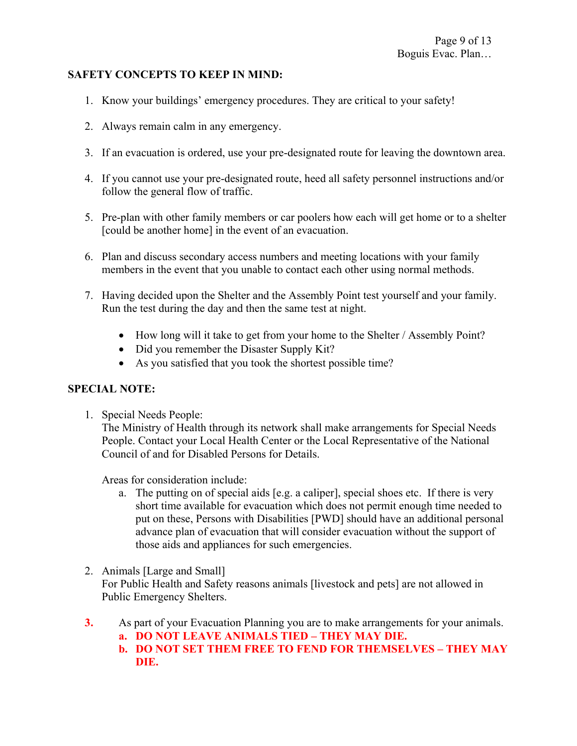**SAFETY CONCEPTS TO KEEP IN MIND:**

1. Know your buildings' emergency procedures. They are critical to your safety!

2. Always remain calm in any emergency.

3. If an evacuation is ordered, use your pre-designated route for leaving the downtown area.

4. If you cannot use your pre-designated route, heed all safety personnel instructions and/or follow the general flow of traffic.

5. Pre-plan with other family members or car poolers how each will get home or to a shelter [could be another home] in the event of an evacuation.

6. Plan and discuss secondary access numbers and meeting locations with your family members in the event that you unable to contact each other using normal methods.

7. Having decided upon the Shelter and the Assembly Point test yourself and your family. Run the test during the day and then the same test at night.

   - How long will it take to get from your home to the Shelter / Assembly Point?
   - Did you remember the Disaster Supply Kit?
   - As you satisfied that you took the shortest possible time?

**SPECIAL NOTE:**

1. Special Needs People:
   The Ministry of Health through its network shall make arrangements for Special Needs People. Contact your Local Health Center or the Local Representative of the National Council of and for Disabled Persons for Details.

   Areas for consideration include:

   a. The putting on of special aids [e.g. a caliper], special shoes etc. If there is very short time available for evacuation which does not permit enough time needed to put on these, Persons with Disabilities [PWD] should have an additional personal advance plan of evacuation that will consider evacuation without the support of those aids and appliances for such emergencies.

2. Animals [Large and Small]
   For Public Health and Safety reasons animals [livestock and pets] are not allowed in Public Emergency Shelters.

**3.** As part of your Evacuation Planning you are to make arrangements for your animals.

   **a. DO NOT LEAVE ANIMALS TIED – THEY MAY DIE.**
   
   **b. DO NOT SET THEM FREE TO FEND FOR THEMSELVES – THEY MAY DIE.**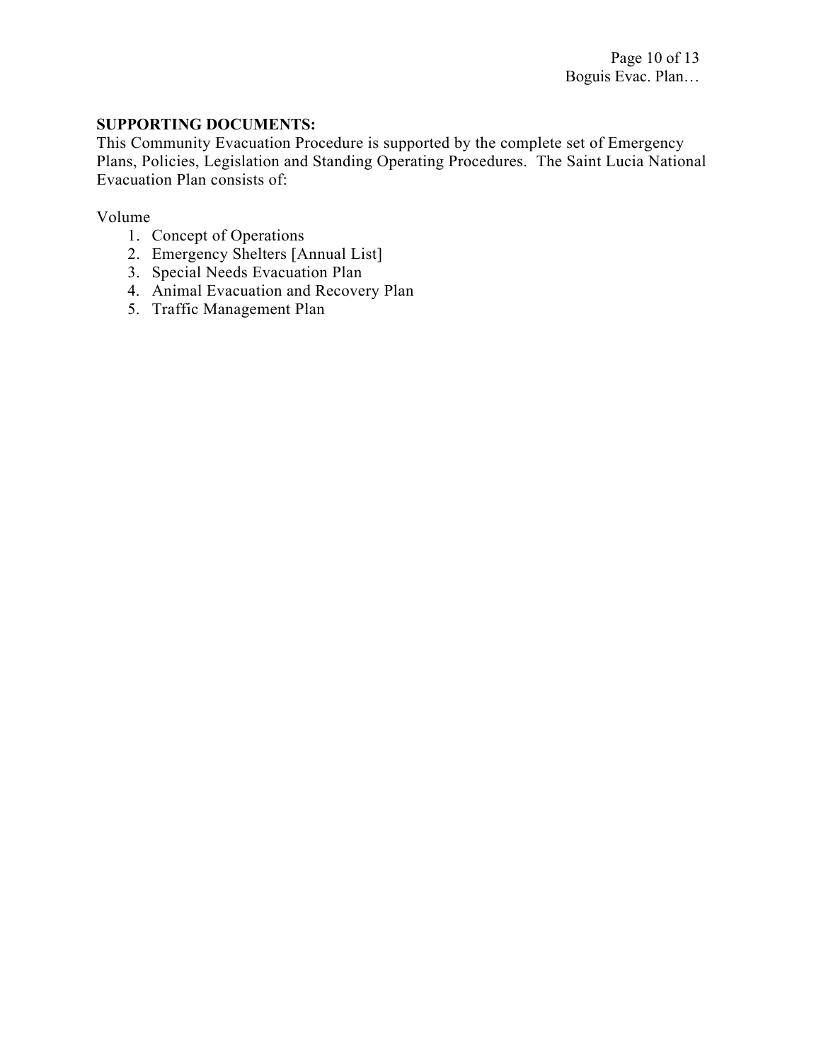**SUPPORTING DOCUMENTS:**
This Community Evacuation Procedure is supported by the complete set of Emergency Plans, Policies, Legislation and Standing Operating Procedures. The Saint Lucia National Evacuation Plan consists of:

Volume
1. Concept of Operations
2. Emergency Shelters [Annual List]
3. Special Needs Evacuation Plan
4. Animal Evacuation and Recovery Plan
5. Traffic Management Plan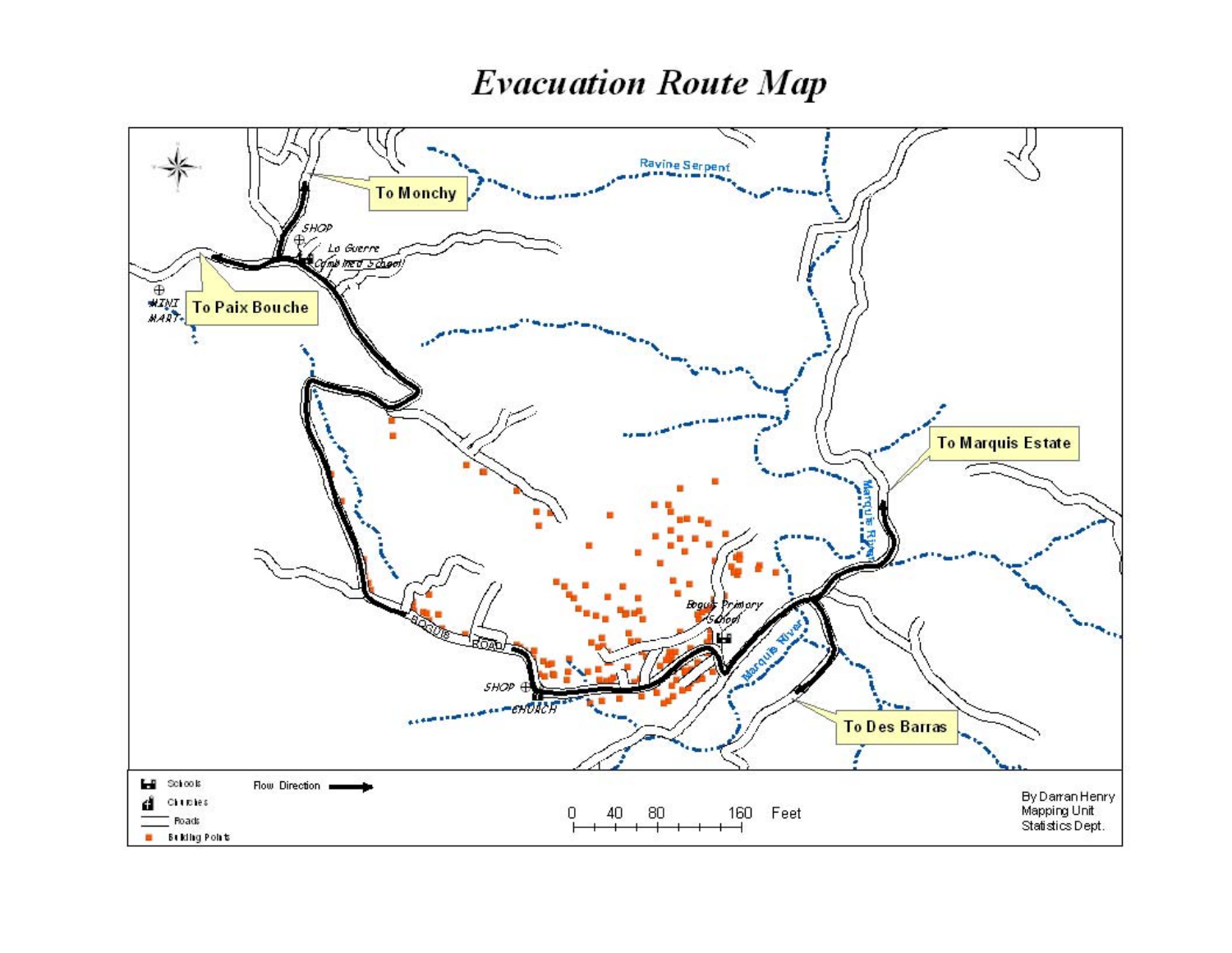# Evacuation Route Map

To Monchy

Ravine Serpent

SHOP

La Guerre Combined School

MINI MART

To Paix Bouche

To Marquis Estate

Marquis River

Bogus Primary School

BOGUIS ROAD

SHOP

CHURCH

Marquis River

To Des Barras

Schools

Churches

Roads

Building Points

Flow Direction

0 40 80 160 Feet

By Darran Henry
Mapping Unit
Statistics Dept.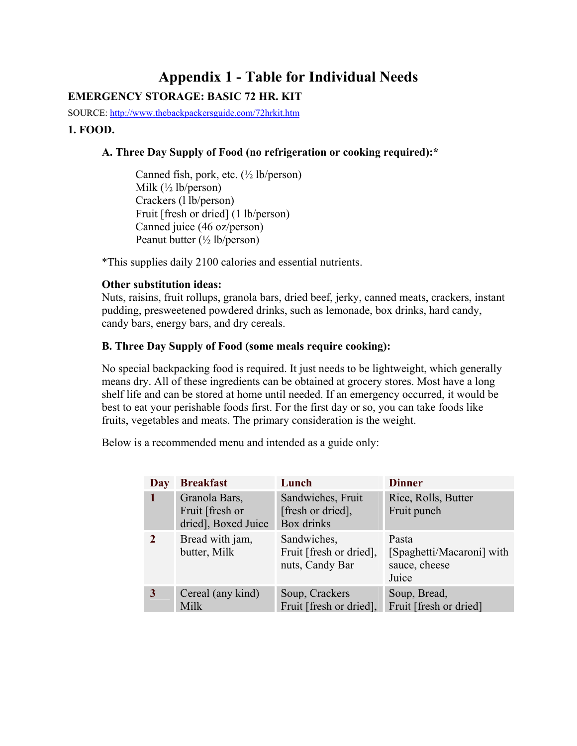# Appendix 1 - Table for Individual Needs

**EMERGENCY STORAGE: BASIC 72 HR. KIT**

SOURCE: http://www.thebackpackersguide.com/72hrkit.htm

**1. FOOD.**

**A. Three Day Supply of Food (no refrigeration or cooking required):***

Canned fish, pork, etc. (½ lb/person)
Milk (½ lb/person)
Crackers (l lb/person)
Fruit [fresh or dried] (1 lb/person)
Canned juice (46 oz/person)
Peanut butter (½ lb/person)

*This supplies daily 2100 calories and essential nutrients.

**Other substitution ideas:**
Nuts, raisins, fruit rollups, granola bars, dried beef, jerky, canned meats, crackers, instant pudding, presweetened powdered drinks, such as lemonade, box drinks, hard candy, candy bars, energy bars, and dry cereals.

**B. Three Day Supply of Food (some meals require cooking):**

No special backpacking food is required. It just needs to be lightweight, which generally means dry. All of these ingredients can be obtained at grocery stores. Most have a long shelf life and can be stored at home until needed. If an emergency occurred, it would be best to eat your perishable foods first. For the first day or so, you can take foods like fruits, vegetables and meats. The primary consideration is the weight.

Below is a recommended menu and intended as a guide only:

| Day | Breakfast | Lunch | Dinner |
|---|---|---|---|
| 1 | Granola Bars, Fruit [fresh or dried], Boxed Juice | Sandwiches, Fruit [fresh or dried], Box drinks | Rice, Rolls, Butter Fruit punch |
| 2 | Bread with jam, butter, Milk | Sandwiches, Fruit [fresh or dried], nuts, Candy Bar | Pasta [Spaghetti/Macaroni] with sauce, cheese Juice |
| 3 | Cereal (any kind) Milk | Soup, Crackers Fruit [fresh or dried], | Soup, Bread, Fruit [fresh or dried] |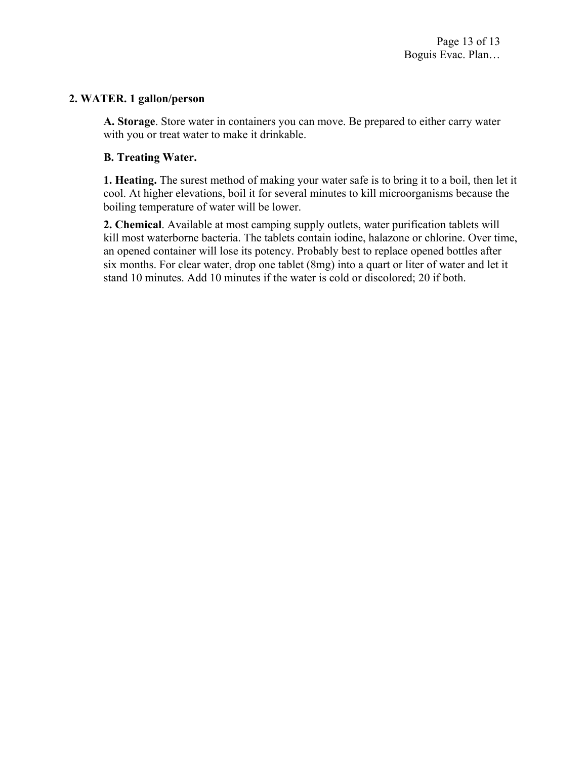**2. WATER. 1 gallon/person**

**A. Storage**. Store water in containers you can move. Be prepared to either carry water with you or treat water to make it drinkable.

**B. Treating Water.**

**1. Heating.** The surest method of making your water safe is to bring it to a boil, then let it cool. At higher elevations, boil it for several minutes to kill microorganisms because the boiling temperature of water will be lower.

**2. Chemical**. Available at most camping supply outlets, water purification tablets will kill most waterborne bacteria. The tablets contain iodine, halazone or chlorine. Over time, an opened container will lose its potency. Probably best to replace opened bottles after six months. For clear water, drop one tablet (8mg) into a quart or liter of water and let it stand 10 minutes. Add 10 minutes if the water is cold or discolored; 20 if both.